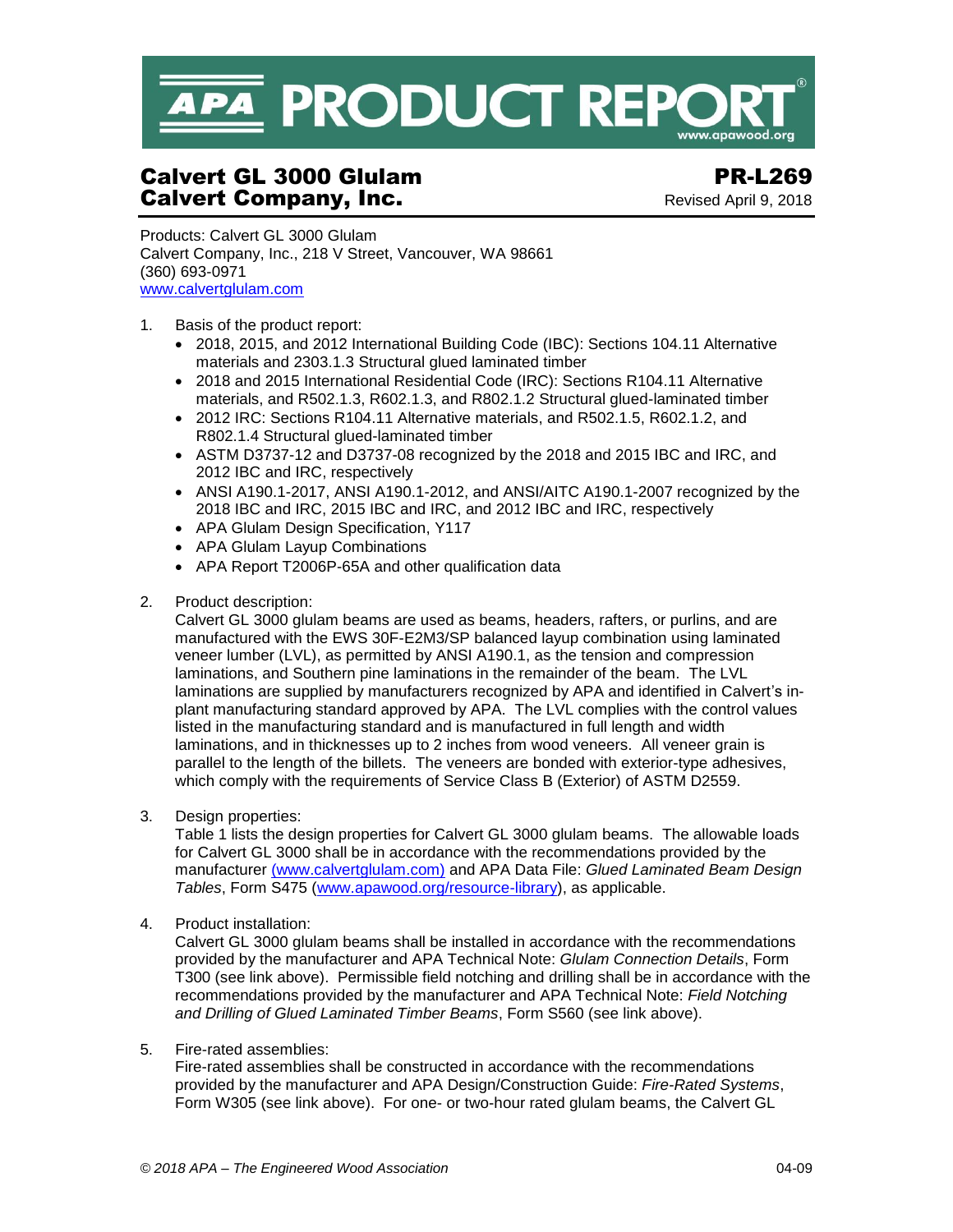# APA PRODUCT REPORT

## Calvert GL 3000 Glulam
## Calvert Company, Inc.

**PR-L269**
Revised April 9, 2018

Products: Calvert GL 3000 Glulam
Calvert Company, Inc., 218 V Street, Vancouver, WA 98661
(360) 693-0971
www.calvertglulam.com

1. Basis of the product report:
   - 2018, 2015, and 2012 International Building Code (IBC): Sections 104.11 Alternative materials and 2303.1.3 Structural glued laminated timber
   - 2018 and 2015 International Residential Code (IRC): Sections R104.11 Alternative materials, and R502.1.3, R602.1.3, and R802.1.2 Structural glued-laminated timber
   - 2012 IRC: Sections R104.11 Alternative materials, and R502.1.5, R602.1.2, and R802.1.4 Structural glued-laminated timber
   - ASTM D3737-12 and D3737-08 recognized by the 2018 and 2015 IBC and IRC, and 2012 IBC and IRC, respectively
   - ANSI A190.1-2017, ANSI A190.1-2012, and ANSI/AITC A190.1-2007 recognized by the 2018 IBC and IRC, 2015 IBC and IRC, and 2012 IBC and IRC, respectively
   - APA Glulam Design Specification, Y117
   - APA Glulam Layup Combinations
   - APA Report T2006P-65A and other qualification data

2. Product description:
   Calvert GL 3000 glulam beams are used as beams, headers, rafters, or purlins, and are manufactured with the EWS 30F-E2M3/SP balanced layup combination using laminated veneer lumber (LVL), as permitted by ANSI A190.1, as the tension and compression laminations, and Southern pine laminations in the remainder of the beam. The LVL laminations are supplied by manufacturers recognized by APA and identified in Calvert's in-plant manufacturing standard approved by APA. The LVL complies with the control values listed in the manufacturing standard and is manufactured in full length and width laminations, and in thicknesses up to 2 inches from wood veneers. All veneer grain is parallel to the length of the billets. The veneers are bonded with exterior-type adhesives, which comply with the requirements of Service Class B (Exterior) of ASTM D2559.

3. Design properties:
   Table 1 lists the design properties for Calvert GL 3000 glulam beams. The allowable loads for Calvert GL 3000 shall be in accordance with the recommendations provided by the manufacturer (www.calvertglulam.com) and APA Data File: *Glued Laminated Beam Design Tables*, Form S475 (www.apawood.org/resource-library), as applicable.

4. Product installation:
   Calvert GL 3000 glulam beams shall be installed in accordance with the recommendations provided by the manufacturer and APA Technical Note: *Glulam Connection Details*, Form T300 (see link above). Permissible field notching and drilling shall be in accordance with the recommendations provided by the manufacturer and APA Technical Note: *Field Notching and Drilling of Glued Laminated Timber Beams*, Form S560 (see link above).

5. Fire-rated assemblies:
   Fire-rated assemblies shall be constructed in accordance with the recommendations provided by the manufacturer and APA Design/Construction Guide: *Fire-Rated Systems*, Form W305 (see link above). For one- or two-hour rated glulam beams, the Calvert GL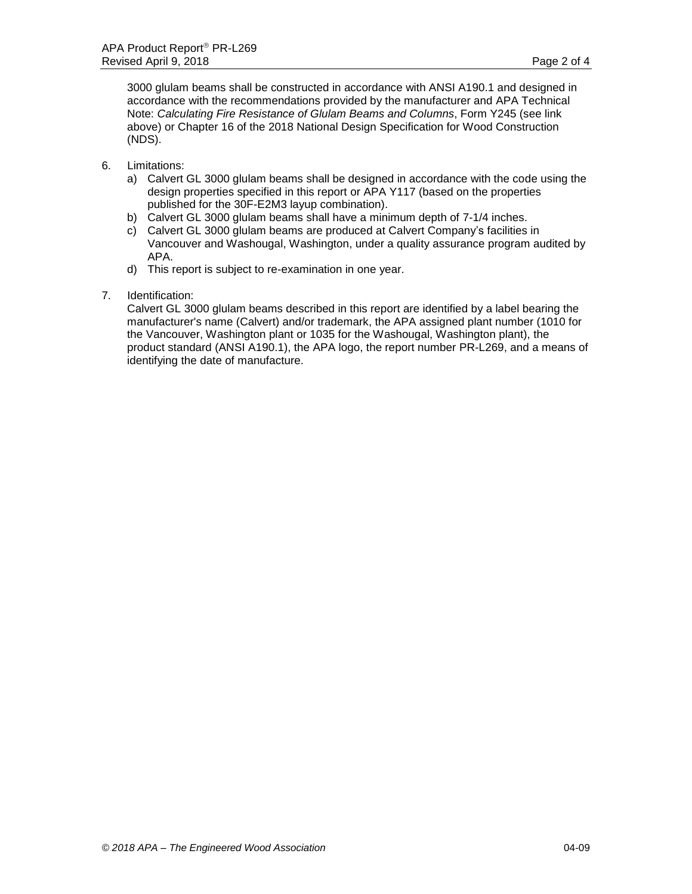3000 glulam beams shall be constructed in accordance with ANSI A190.1 and designed in accordance with the recommendations provided by the manufacturer and APA Technical Note: *Calculating Fire Resistance of Glulam Beams and Columns*, Form Y245 (see link above) or Chapter 16 of the 2018 National Design Specification for Wood Construction (NDS).

6. Limitations:
   a) Calvert GL 3000 glulam beams shall be designed in accordance with the code using the design properties specified in this report or APA Y117 (based on the properties published for the 30F-E2M3 layup combination).
   b) Calvert GL 3000 glulam beams shall have a minimum depth of 7-1/4 inches.
   c) Calvert GL 3000 glulam beams are produced at Calvert Company's facilities in Vancouver and Washougal, Washington, under a quality assurance program audited by APA.
   d) This report is subject to re-examination in one year.

7. Identification:
   Calvert GL 3000 glulam beams described in this report are identified by a label bearing the manufacturer's name (Calvert) and/or trademark, the APA assigned plant number (1010 for the Vancouver, Washington plant or 1035 for the Washougal, Washington plant), the product standard (ANSI A190.1), the APA logo, the report number PR-L269, and a means of identifying the date of manufacture.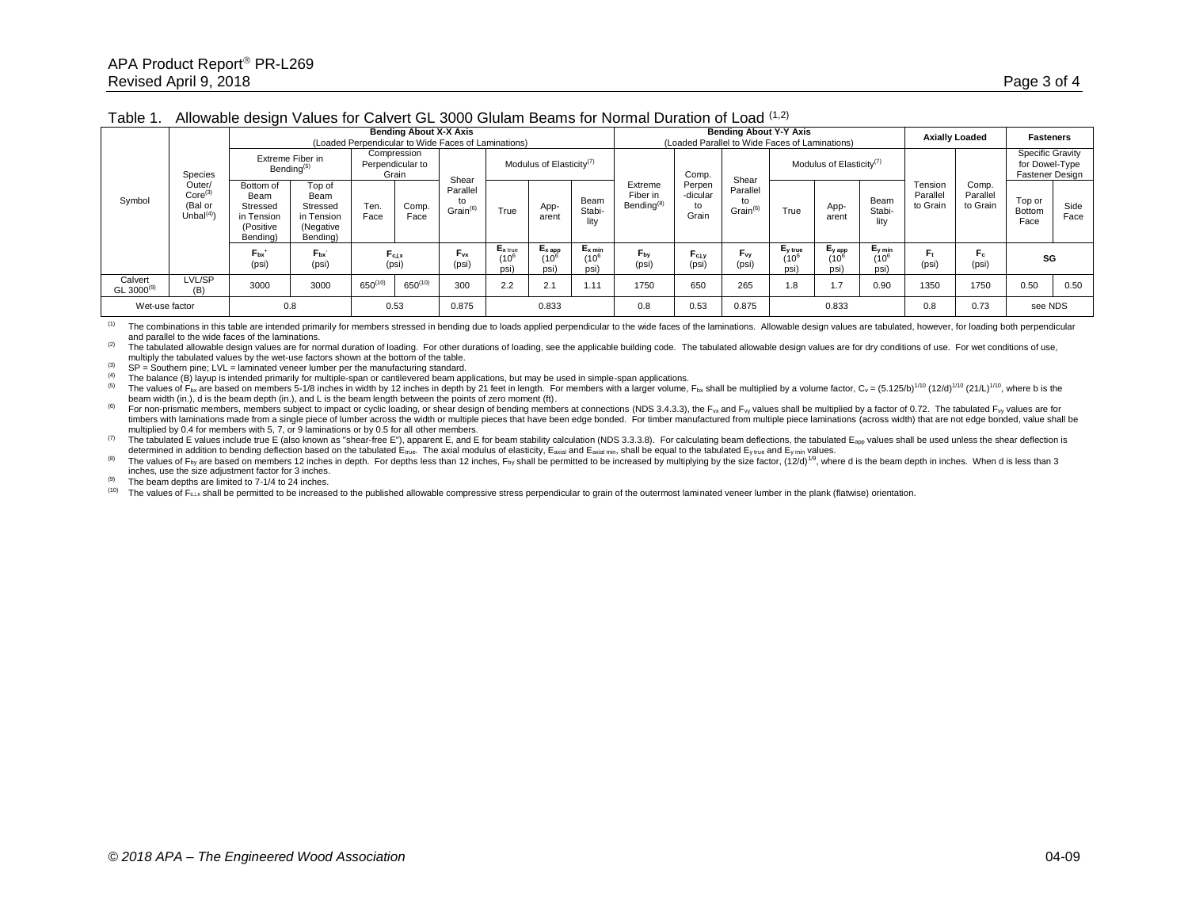Table 1. Allowable design Values for Calvert GL 3000 Glulam Beams for Normal Duration of Load [1,2]

| Symbol | Species Outer/ Core[3] (Bal or Unbal[4]) | Bending About X-X Axis (Loaded Perpendicular to Wide Faces of Laminations) | | | | | | | | Bending About Y-Y Axis (Loaded Parallel to Wide Faces of Laminations) | | | | | | Axially Loaded | | Fasteners | |
|---|---|---|---|---|---|---|---|---|---|---|---|---|---|---|---|---|---|---|---|
| | | Extreme Fiber in Bending[5] | | Compression Perpendicular to Grain | | Shear Parallel to Grain[6] | Modulus of Elasticity[7] | | | Extreme Fiber in Bending[8] | Comp. Perpendicular to Grain | Shear Parallel to Grain[6] | Modulus of Elasticity[7] | | | Tension Parallel to Grain | Comp. Parallel to Grain | Specific Gravity for Dowel-Type Fastener Design | |
| | | Bottom of Beam Stressed in Tension (Positive Bending) | Top of Beam Stressed in Tension (Negative Bending) | Ten. Face | Comp. Face | | True | App-arent | Beam Stability | | | | True | App-arent | Beam Stability | | | Top or Bottom Face | Side Face |
| | | $F_{bx}^{+}$ (psi) | $F_{bx}^{-}$ (psi) | $F_{c\perp x}$ (psi) | | $F_{vx}$ (psi) | $E_{x\ true}$ ($10^6$ psi) | $E_{x\ app}$ ($10^6$ psi) | $E_{x\ min}$ ($10^6$ psi) | $F_{by}$ (psi) | $F_{c\perp y}$ (psi) | $F_{vy}$ (psi) | $E_{y\ true}$ ($10^6$ psi) | $E_{y\ app}$ ($10^6$ psi) | $E_{y\ min}$ ($10^6$ psi) | $F_t$ (psi) | $F_c$ (psi) | SG | |
| Calvert GL 3000[9] | LVL/SP (B) | 3000 | 3000 | 650[10] | 650[10] | 300 | 2.2 | 2.1 | 1.11 | 1750 | 650 | 265 | 1.8 | 1.7 | 0.90 | 1350 | 1750 | 0.50 | 0.50 |
| Wet-use factor | | 0.8 | | 0.53 | | 0.875 | 0.833 | | | 0.8 | 0.53 | 0.875 | 0.833 | | | 0.8 | 0.73 | see NDS | |

[1] The combinations in this table are intended primarily for members stressed in bending due to loads applied perpendicular to the wide faces of the laminations. Allowable design values are tabulated, however, for loading both perpendicular and parallel to the wide faces of the laminations.

[2] The tabulated allowable design values are for normal duration of loading. For other durations of loading, see the applicable building code. The tabulated allowable design values are for dry conditions of use. For wet conditions of use, multiply the tabulated values by the wet-use factors shown at the bottom of the table.

[3] SP = Southern pine; LVL = laminated veneer lumber per the manufacturing standard.

[4] The balance (B) layup is intended primarily for multiple-span or cantilevered beam applications, but may be used in simple-span applications.

[5] The values of $F_{bx}$ are based on members 5-1/8 inches in width by 12 inches in depth by 21 feet in length. For members with a larger volume, $F_{bx}$ shall be multiplied by a volume factor, $C_v = (5.125/b)^{1/10} (12/d)^{1/10} (21/L)^{1/10}$, where b is the beam width (in.), d is the beam depth (in.), and L is the beam length between the points of zero moment (ft).

[6] For non-prismatic members, members subject to impact or cyclic loading, or shear design of bending members at connections (NDS 3.4.3.3), the $F_{vx}$ and $F_{vy}$ values shall be multiplied by a factor of 0.72. The tabulated $F_{vy}$ values are for timbers with laminations made from a single piece of lumber across the width or multiple pieces that have been edge bonded. For timber manufactured from multiple piece laminations (across width) that are not edge bonded, value shall be multiplied by 0.4 for members with 5, 7, or 9 laminations or by 0.5 for all other members.

[7] The tabulated E values include true E (also known as "shear-free E"), apparent E, and E for beam stability calculation (NDS 3.3.3.8). For calculating beam deflections, the tabulated $E_{app}$ values shall be used unless the shear deflection is determined in addition to bending deflection based on the tabulated $E_{true}$. The axial modulus of elasticity, $E_{axial}$ and $E_{axial\ min}$, shall be equal to the tabulated $E_{y\ true}$ and $E_{y\ min}$ values.

[8] The values of $F_{by}$ are based on members 12 inches in depth. For depths less than 12 inches, $F_{by}$ shall be permitted to be increased by multiplying by the size factor, $(12/d)^{1/9}$, where d is the beam depth in inches. When d is less than 3 inches, use the size adjustment factor for 3 inches.

[9] The beam depths are limited to 7-1/4 to 24 inches.

[10] The values of $F_{c\perp x}$ shall be permitted to be increased to the published allowable compressive stress perpendicular to grain of the outermost laminated veneer lumber in the plank (flatwise) orientation.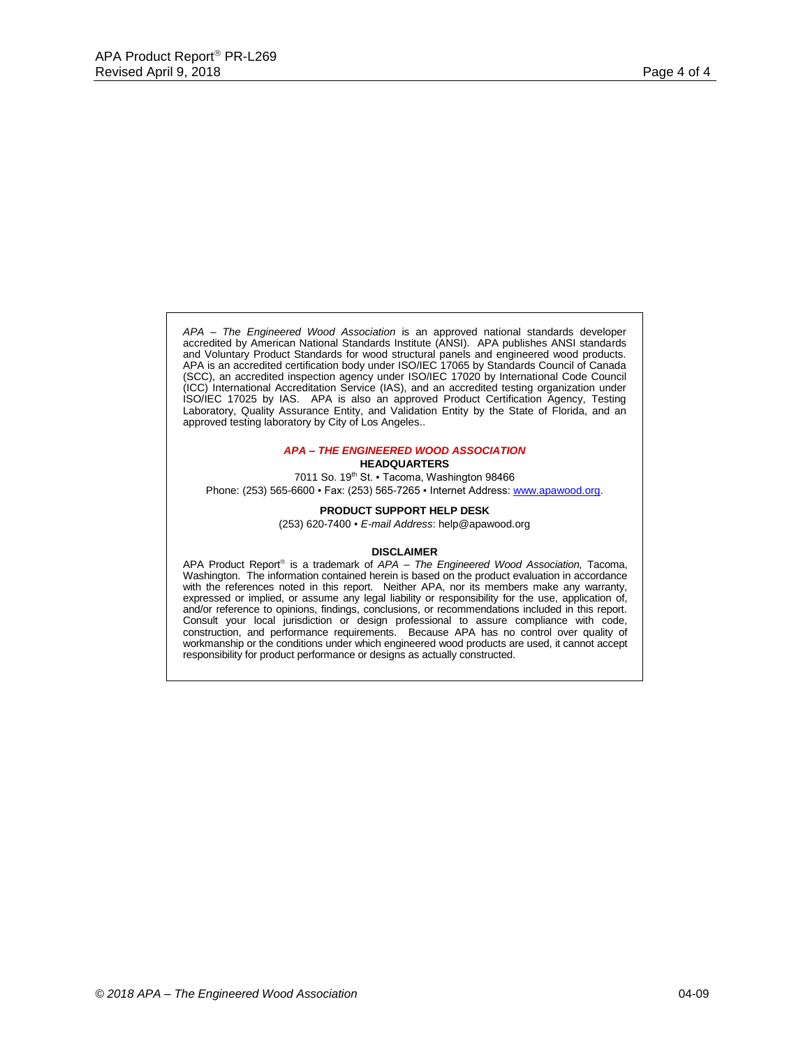*APA – The Engineered Wood Association* is an approved national standards developer accredited by American National Standards Institute (ANSI). APA publishes ANSI standards and Voluntary Product Standards for wood structural panels and engineered wood products. APA is an accredited certification body under ISO/IEC 17065 by Standards Council of Canada (SCC), an accredited inspection agency under ISO/IEC 17020 by International Code Council (ICC) International Accreditation Service (IAS), and an accredited testing organization under ISO/IEC 17025 by IAS. APA is also an approved Product Certification Agency, Testing Laboratory, Quality Assurance Entity, and Validation Entity by the State of Florida, and an approved testing laboratory by City of Los Angeles..

***APA – THE ENGINEERED WOOD ASSOCIATION***

**HEADQUARTERS**

7011 So. 19th St. ▪ Tacoma, Washington 98466

Phone: (253) 565-6600 ▪ Fax: (253) 565-7265 ▪ Internet Address: www.apawood.org.

**PRODUCT SUPPORT HELP DESK**

(253) 620-7400 ▪ *E-mail Address*: help@apawood.org

**DISCLAIMER**

APA Product Report® is a trademark of *APA – The Engineered Wood Association,* Tacoma, Washington. The information contained herein is based on the product evaluation in accordance with the references noted in this report. Neither APA, nor its members make any warranty, expressed or implied, or assume any legal liability or responsibility for the use, application of, and/or reference to opinions, findings, conclusions, or recommendations included in this report. Consult your local jurisdiction or design professional to assure compliance with code, construction, and performance requirements. Because APA has no control over quality of workmanship or the conditions under which engineered wood products are used, it cannot accept responsibility for product performance or designs as actually constructed.